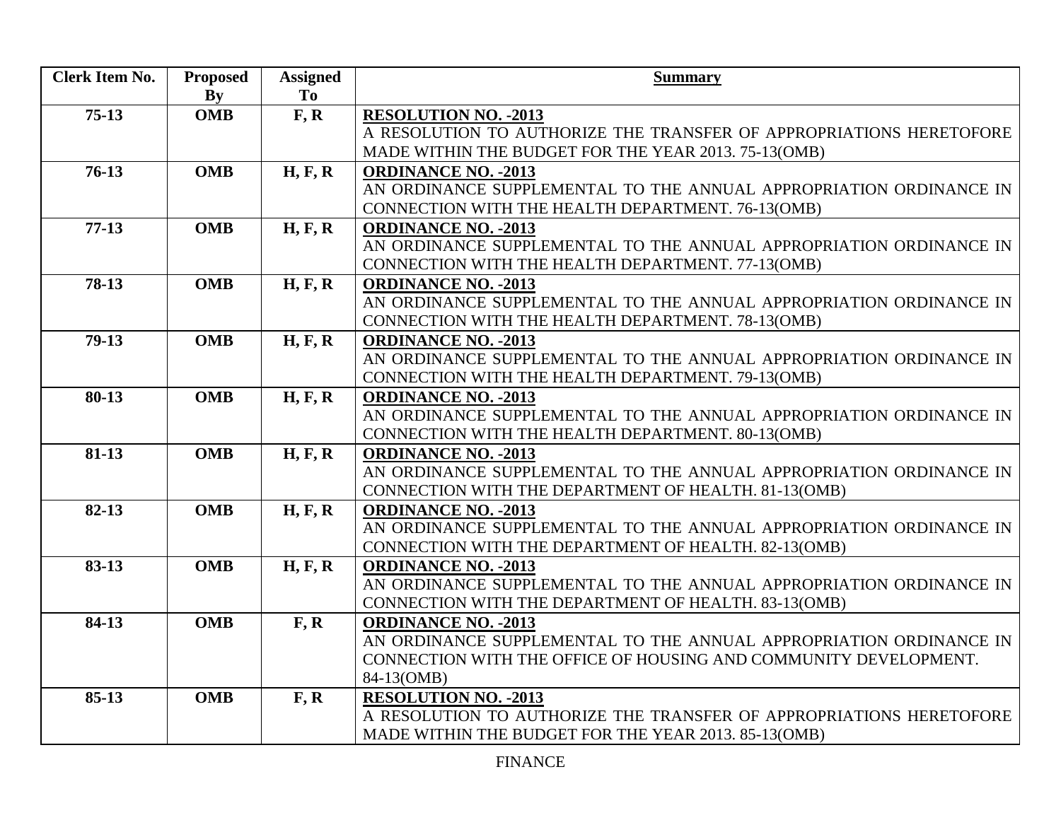| Clerk Item No. | Proposed By | Assigned To | Summary |
|---|---|---|---|
| 75-13 | OMB | F, R | **RESOLUTION NO. -2013** A RESOLUTION TO AUTHORIZE THE TRANSFER OF APPROPRIATIONS HERETOFORE MADE WITHIN THE BUDGET FOR THE YEAR 2013. 75-13(OMB) |
| 76-13 | OMB | H, F, R | **ORDINANCE NO. -2013** AN ORDINANCE SUPPLEMENTAL TO THE ANNUAL APPROPRIATION ORDINANCE IN CONNECTION WITH THE HEALTH DEPARTMENT. 76-13(OMB) |
| 77-13 | OMB | H, F, R | **ORDINANCE NO. -2013** AN ORDINANCE SUPPLEMENTAL TO THE ANNUAL APPROPRIATION ORDINANCE IN CONNECTION WITH THE HEALTH DEPARTMENT. 77-13(OMB) |
| 78-13 | OMB | H, F, R | **ORDINANCE NO. -2013** AN ORDINANCE SUPPLEMENTAL TO THE ANNUAL APPROPRIATION ORDINANCE IN CONNECTION WITH THE HEALTH DEPARTMENT. 78-13(OMB) |
| 79-13 | OMB | H, F, R | **ORDINANCE NO. -2013** AN ORDINANCE SUPPLEMENTAL TO THE ANNUAL APPROPRIATION ORDINANCE IN CONNECTION WITH THE HEALTH DEPARTMENT. 79-13(OMB) |
| 80-13 | OMB | H, F, R | **ORDINANCE NO. -2013** AN ORDINANCE SUPPLEMENTAL TO THE ANNUAL APPROPRIATION ORDINANCE IN CONNECTION WITH THE HEALTH DEPARTMENT. 80-13(OMB) |
| 81-13 | OMB | H, F, R | **ORDINANCE NO. -2013** AN ORDINANCE SUPPLEMENTAL TO THE ANNUAL APPROPRIATION ORDINANCE IN CONNECTION WITH THE DEPARTMENT OF HEALTH. 81-13(OMB) |
| 82-13 | OMB | H, F, R | **ORDINANCE NO. -2013** AN ORDINANCE SUPPLEMENTAL TO THE ANNUAL APPROPRIATION ORDINANCE IN CONNECTION WITH THE DEPARTMENT OF HEALTH. 82-13(OMB) |
| 83-13 | OMB | H, F, R | **ORDINANCE NO. -2013** AN ORDINANCE SUPPLEMENTAL TO THE ANNUAL APPROPRIATION ORDINANCE IN CONNECTION WITH THE DEPARTMENT OF HEALTH. 83-13(OMB) |
| 84-13 | OMB | F, R | **ORDINANCE NO. -2013** AN ORDINANCE SUPPLEMENTAL TO THE ANNUAL APPROPRIATION ORDINANCE IN CONNECTION WITH THE OFFICE OF HOUSING AND COMMUNITY DEVELOPMENT. 84-13(OMB) |
| 85-13 | OMB | F, R | **RESOLUTION NO. -2013** A RESOLUTION TO AUTHORIZE THE TRANSFER OF APPROPRIATIONS HERETOFORE MADE WITHIN THE BUDGET FOR THE YEAR 2013. 85-13(OMB) |

FINANCE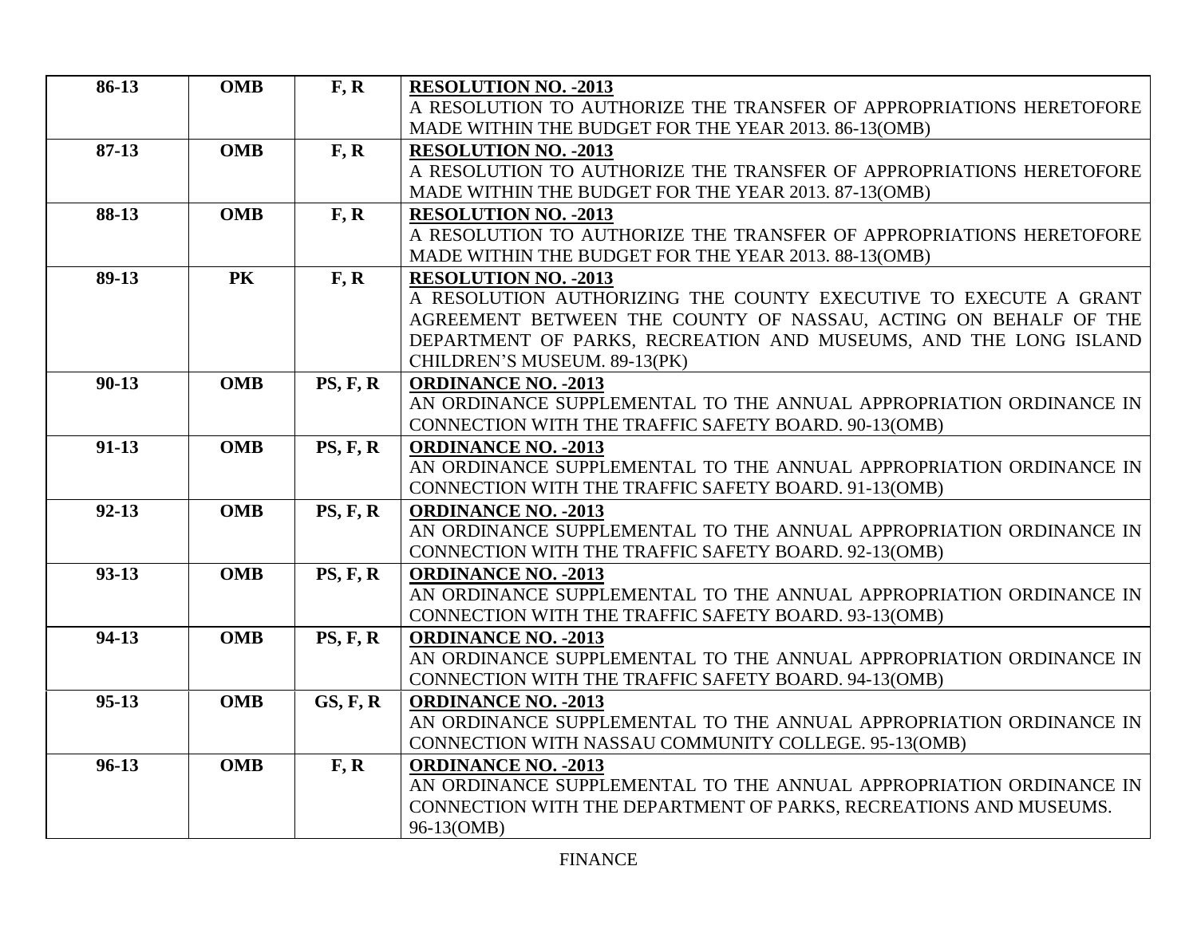| | | | |
|---|---|---|---|
| **86-13** | **OMB** | **F, R** | **RESOLUTION NO. -2013**<br>A RESOLUTION TO AUTHORIZE THE TRANSFER OF APPROPRIATIONS HERETOFORE MADE WITHIN THE BUDGET FOR THE YEAR 2013. 86-13(OMB) |
| **87-13** | **OMB** | **F, R** | **RESOLUTION NO. -2013**<br>A RESOLUTION TO AUTHORIZE THE TRANSFER OF APPROPRIATIONS HERETOFORE MADE WITHIN THE BUDGET FOR THE YEAR 2013. 87-13(OMB) |
| **88-13** | **OMB** | **F, R** | **RESOLUTION NO. -2013**<br>A RESOLUTION TO AUTHORIZE THE TRANSFER OF APPROPRIATIONS HERETOFORE MADE WITHIN THE BUDGET FOR THE YEAR 2013. 88-13(OMB) |
| **89-13** | **PK** | **F, R** | **RESOLUTION NO. -2013**<br>A RESOLUTION AUTHORIZING THE COUNTY EXECUTIVE TO EXECUTE A GRANT AGREEMENT BETWEEN THE COUNTY OF NASSAU, ACTING ON BEHALF OF THE DEPARTMENT OF PARKS, RECREATION AND MUSEUMS, AND THE LONG ISLAND CHILDREN'S MUSEUM. 89-13(PK) |
| **90-13** | **OMB** | **PS, F, R** | **ORDINANCE NO. -2013**<br>AN ORDINANCE SUPPLEMENTAL TO THE ANNUAL APPROPRIATION ORDINANCE IN CONNECTION WITH THE TRAFFIC SAFETY BOARD. 90-13(OMB) |
| **91-13** | **OMB** | **PS, F, R** | **ORDINANCE NO. -2013**<br>AN ORDINANCE SUPPLEMENTAL TO THE ANNUAL APPROPRIATION ORDINANCE IN CONNECTION WITH THE TRAFFIC SAFETY BOARD. 91-13(OMB) |
| **92-13** | **OMB** | **PS, F, R** | **ORDINANCE NO. -2013**<br>AN ORDINANCE SUPPLEMENTAL TO THE ANNUAL APPROPRIATION ORDINANCE IN CONNECTION WITH THE TRAFFIC SAFETY BOARD. 92-13(OMB) |
| **93-13** | **OMB** | **PS, F, R** | **ORDINANCE NO. -2013**<br>AN ORDINANCE SUPPLEMENTAL TO THE ANNUAL APPROPRIATION ORDINANCE IN CONNECTION WITH THE TRAFFIC SAFETY BOARD. 93-13(OMB) |
| **94-13** | **OMB** | **PS, F, R** | **ORDINANCE NO. -2013**<br>AN ORDINANCE SUPPLEMENTAL TO THE ANNUAL APPROPRIATION ORDINANCE IN CONNECTION WITH THE TRAFFIC SAFETY BOARD. 94-13(OMB) |
| **95-13** | **OMB** | **GS, F, R** | **ORDINANCE NO. -2013**<br>AN ORDINANCE SUPPLEMENTAL TO THE ANNUAL APPROPRIATION ORDINANCE IN CONNECTION WITH NASSAU COMMUNITY COLLEGE. 95-13(OMB) |
| **96-13** | **OMB** | **F, R** | **ORDINANCE NO. -2013**<br>AN ORDINANCE SUPPLEMENTAL TO THE ANNUAL APPROPRIATION ORDINANCE IN CONNECTION WITH THE DEPARTMENT OF PARKS, RECREATIONS AND MUSEUMS. 96-13(OMB) |

FINANCE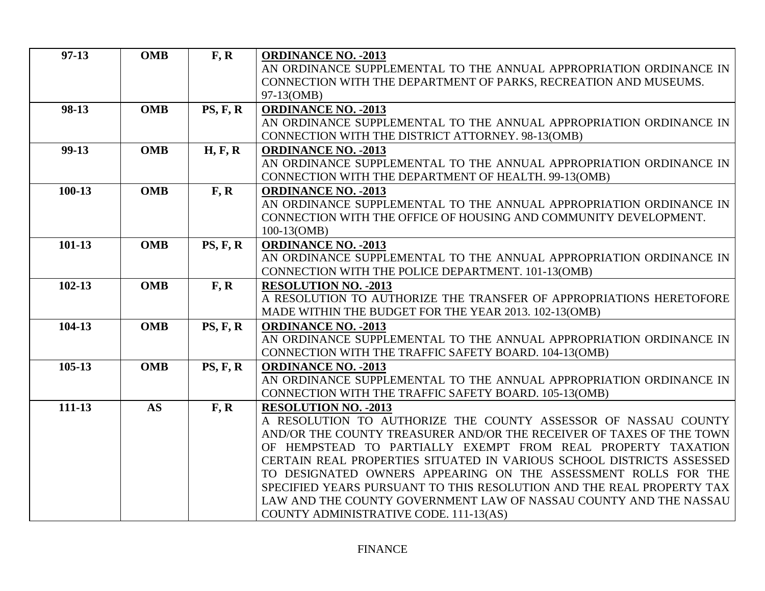| | | | |
|---|---|---|---|
| **97-13** | **OMB** | **F, R** | **ORDINANCE NO. -2013**<br>AN ORDINANCE SUPPLEMENTAL TO THE ANNUAL APPROPRIATION ORDINANCE IN CONNECTION WITH THE DEPARTMENT OF PARKS, RECREATION AND MUSEUMS. 97-13(OMB) |
| **98-13** | **OMB** | **PS, F, R** | **ORDINANCE NO. -2013**<br>AN ORDINANCE SUPPLEMENTAL TO THE ANNUAL APPROPRIATION ORDINANCE IN CONNECTION WITH THE DISTRICT ATTORNEY. 98-13(OMB) |
| **99-13** | **OMB** | **H, F, R** | **ORDINANCE NO. -2013**<br>AN ORDINANCE SUPPLEMENTAL TO THE ANNUAL APPROPRIATION ORDINANCE IN CONNECTION WITH THE DEPARTMENT OF HEALTH. 99-13(OMB) |
| **100-13** | **OMB** | **F, R** | **ORDINANCE NO. -2013**<br>AN ORDINANCE SUPPLEMENTAL TO THE ANNUAL APPROPRIATION ORDINANCE IN CONNECTION WITH THE OFFICE OF HOUSING AND COMMUNITY DEVELOPMENT. 100-13(OMB) |
| **101-13** | **OMB** | **PS, F, R** | **ORDINANCE NO. -2013**<br>AN ORDINANCE SUPPLEMENTAL TO THE ANNUAL APPROPRIATION ORDINANCE IN CONNECTION WITH THE POLICE DEPARTMENT. 101-13(OMB) |
| **102-13** | **OMB** | **F, R** | **RESOLUTION NO. -2013**<br>A RESOLUTION TO AUTHORIZE THE TRANSFER OF APPROPRIATIONS HERETOFORE MADE WITHIN THE BUDGET FOR THE YEAR 2013. 102-13(OMB) |
| **104-13** | **OMB** | **PS, F, R** | **ORDINANCE NO. -2013**<br>AN ORDINANCE SUPPLEMENTAL TO THE ANNUAL APPROPRIATION ORDINANCE IN CONNECTION WITH THE TRAFFIC SAFETY BOARD. 104-13(OMB) |
| **105-13** | **OMB** | **PS, F, R** | **ORDINANCE NO. -2013**<br>AN ORDINANCE SUPPLEMENTAL TO THE ANNUAL APPROPRIATION ORDINANCE IN CONNECTION WITH THE TRAFFIC SAFETY BOARD. 105-13(OMB) |
| **111-13** | **AS** | **F, R** | **RESOLUTION NO. -2013**<br>A RESOLUTION TO AUTHORIZE THE COUNTY ASSESSOR OF NASSAU COUNTY AND/OR THE COUNTY TREASURER AND/OR THE RECEIVER OF TAXES OF THE TOWN OF HEMPSTEAD TO PARTIALLY EXEMPT FROM REAL PROPERTY TAXATION CERTAIN REAL PROPERTIES SITUATED IN VARIOUS SCHOOL DISTRICTS ASSESSED TO DESIGNATED OWNERS APPEARING ON THE ASSESSMENT ROLLS FOR THE SPECIFIED YEARS PURSUANT TO THIS RESOLUTION AND THE REAL PROPERTY TAX LAW AND THE COUNTY GOVERNMENT LAW OF NASSAU COUNTY AND THE NASSAU COUNTY ADMINISTRATIVE CODE. 111-13(AS) |

FINANCE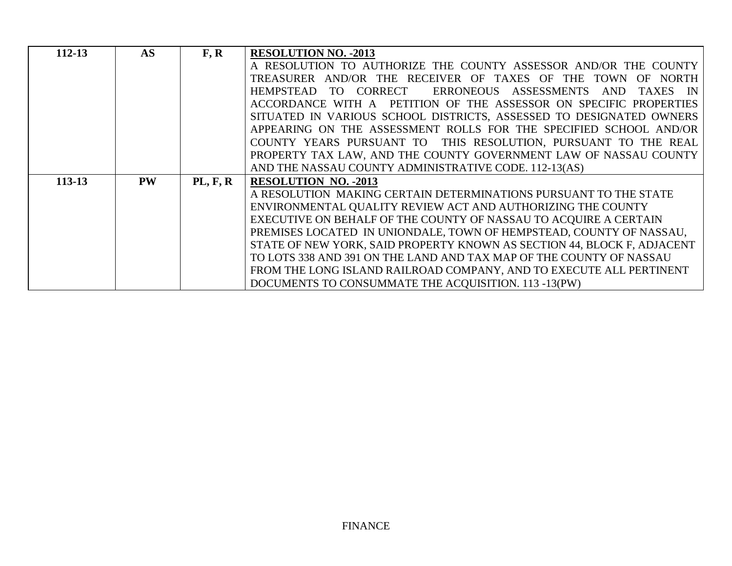| | | | |
|---|---|---|---|
| **112-13** | **AS** | **F, R** | **RESOLUTION NO. -2013**<br>A RESOLUTION TO AUTHORIZE THE COUNTY ASSESSOR AND/OR THE COUNTY TREASURER AND/OR THE RECEIVER OF TAXES OF THE TOWN OF NORTH HEMPSTEAD TO CORRECT ERRONEOUS ASSESSMENTS AND TAXES IN ACCORDANCE WITH A PETITION OF THE ASSESSOR ON SPECIFIC PROPERTIES SITUATED IN VARIOUS SCHOOL DISTRICTS, ASSESSED TO DESIGNATED OWNERS APPEARING ON THE ASSESSMENT ROLLS FOR THE SPECIFIED SCHOOL AND/OR COUNTY YEARS PURSUANT TO THIS RESOLUTION, PURSUANT TO THE REAL PROPERTY TAX LAW, AND THE COUNTY GOVERNMENT LAW OF NASSAU COUNTY AND THE NASSAU COUNTY ADMINISTRATIVE CODE. 112-13(AS) |
| **113-13** | **PW** | **PL, F, R** | **RESOLUTION NO. -2013**<br>A RESOLUTION MAKING CERTAIN DETERMINATIONS PURSUANT TO THE STATE ENVIRONMENTAL QUALITY REVIEW ACT AND AUTHORIZING THE COUNTY EXECUTIVE ON BEHALF OF THE COUNTY OF NASSAU TO ACQUIRE A CERTAIN PREMISES LOCATED IN UNIONDALE, TOWN OF HEMPSTEAD, COUNTY OF NASSAU, STATE OF NEW YORK, SAID PROPERTY KNOWN AS SECTION 44, BLOCK F, ADJACENT TO LOTS 338 AND 391 ON THE LAND AND TAX MAP OF THE COUNTY OF NASSAU FROM THE LONG ISLAND RAILROAD COMPANY, AND TO EXECUTE ALL PERTINENT DOCUMENTS TO CONSUMMATE THE ACQUISITION. 113 -13(PW) |